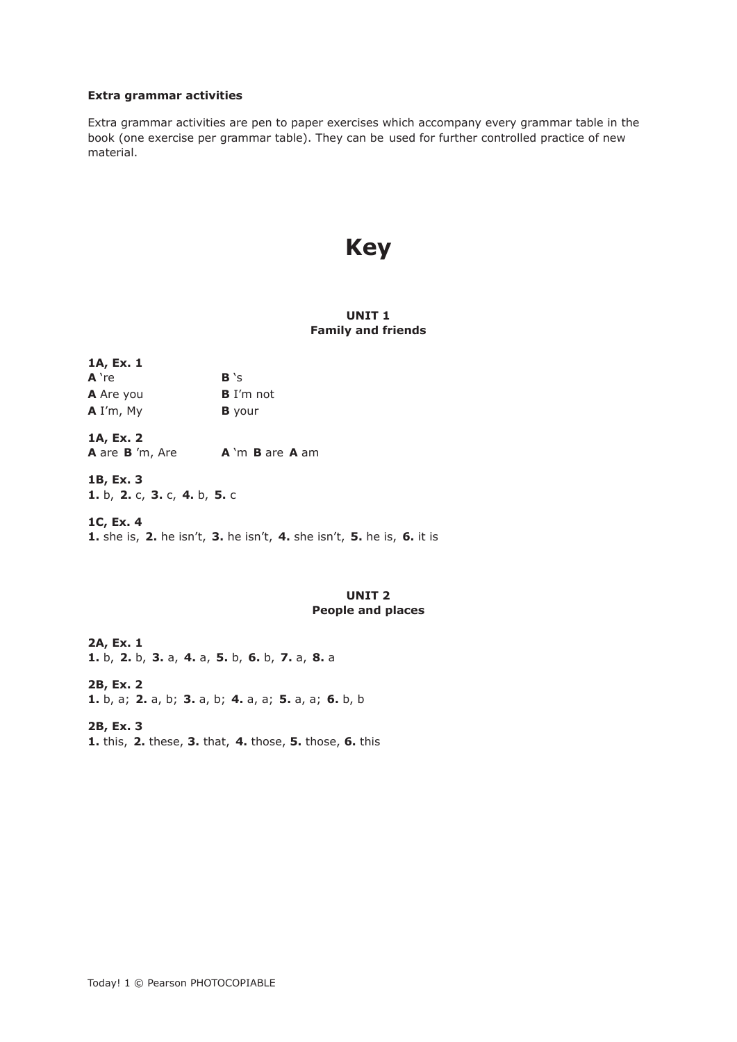**Extra grammar activities**

Extra grammar activities are pen to paper exercises which accompany every grammar table in the book (one exercise per grammar table). They can be used for further controlled practice of new material.

# Key

## UNIT 1
## Family and friends

**1A, Ex. 1**

**A** 're **B** 's
**A** Are you **B** I'm not
**A** I'm, My **B** your

**1A, Ex. 2**

**A** are **B** 'm, Are **A** 'm **B** are **A** am

**1B, Ex. 3**

**1.** b, **2.** c, **3.** c, **4.** b, **5.** c

**1C, Ex. 4**

**1.** she is, **2.** he isn't, **3.** he isn't, **4.** she isn't, **5.** he is, **6.** it is

## UNIT 2
## People and places

**2A, Ex. 1**

**1.** b, **2.** b, **3.** a, **4.** a, **5.** b, **6.** b, **7.** a, **8.** a

**2B, Ex. 2**

**1.** b, a; **2.** a, b; **3.** a, b; **4.** a, a; **5.** a, a; **6.** b, b

**2B, Ex. 3**

**1.** this, **2.** these, **3.** that, **4.** those, **5.** those, **6.** this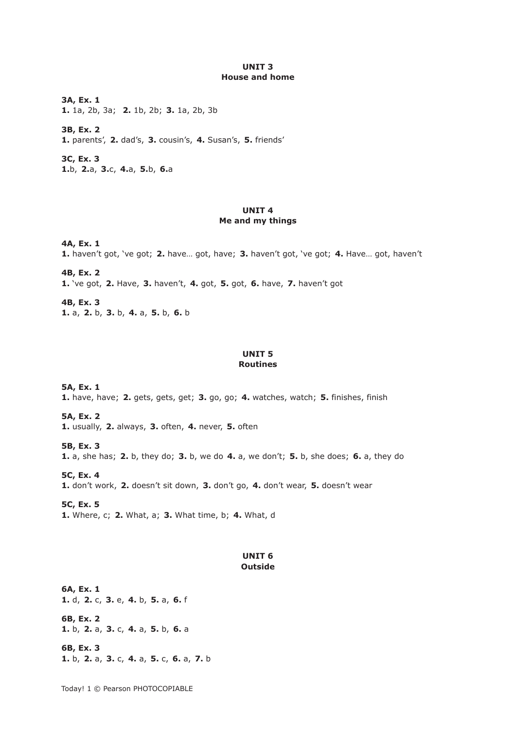## UNIT 3
## House and home

**3A, Ex. 1**
**1.** 1a, 2b, 3a; **2.** 1b, 2b; **3.** 1a, 2b, 3b

**3B, Ex. 2**
**1.** parents', **2.** dad's, **3.** cousin's, **4.** Susan's, **5.** friends'

**3C, Ex. 3**
**1.**b, **2.**a, **3.**c, **4.**a, **5.**b, **6.**a

## UNIT 4
## Me and my things

**4A, Ex. 1**
**1.** haven't got, 've got; **2.** have… got, have; **3.** haven't got, 've got; **4.** Have… got, haven't

**4B, Ex. 2**
**1.** 've got, **2.** Have, **3.** haven't, **4.** got, **5.** got, **6.** have, **7.** haven't got

**4B, Ex. 3**
**1.** a, **2.** b, **3.** b, **4.** a, **5.** b, **6.** b

## UNIT 5
## Routines

**5A, Ex. 1**
**1.** have, have; **2.** gets, gets, get; **3.** go, go; **4.** watches, watch; **5.** finishes, finish

**5A, Ex. 2**
**1.** usually, **2.** always, **3.** often, **4.** never, **5.** often

**5B, Ex. 3**
**1.** a, she has; **2.** b, they do; **3.** b, we do **4.** a, we don't; **5.** b, she does; **6.** a, they do

**5C, Ex. 4**
**1.** don't work, **2.** doesn't sit down, **3.** don't go, **4.** don't wear, **5.** doesn't wear

**5C, Ex. 5**
**1.** Where, c; **2.** What, a; **3.** What time, b; **4.** What, d

## UNIT 6
## Outside

**6A, Ex. 1**
**1.** d, **2.** c, **3.** e, **4.** b, **5.** a, **6.** f

**6B, Ex. 2**
**1.** b, **2.** a, **3.** c, **4.** a, **5.** b, **6.** a

**6B, Ex. 3**
**1.** b, **2.** a, **3.** c, **4.** a, **5.** c, **6.** a, **7.** b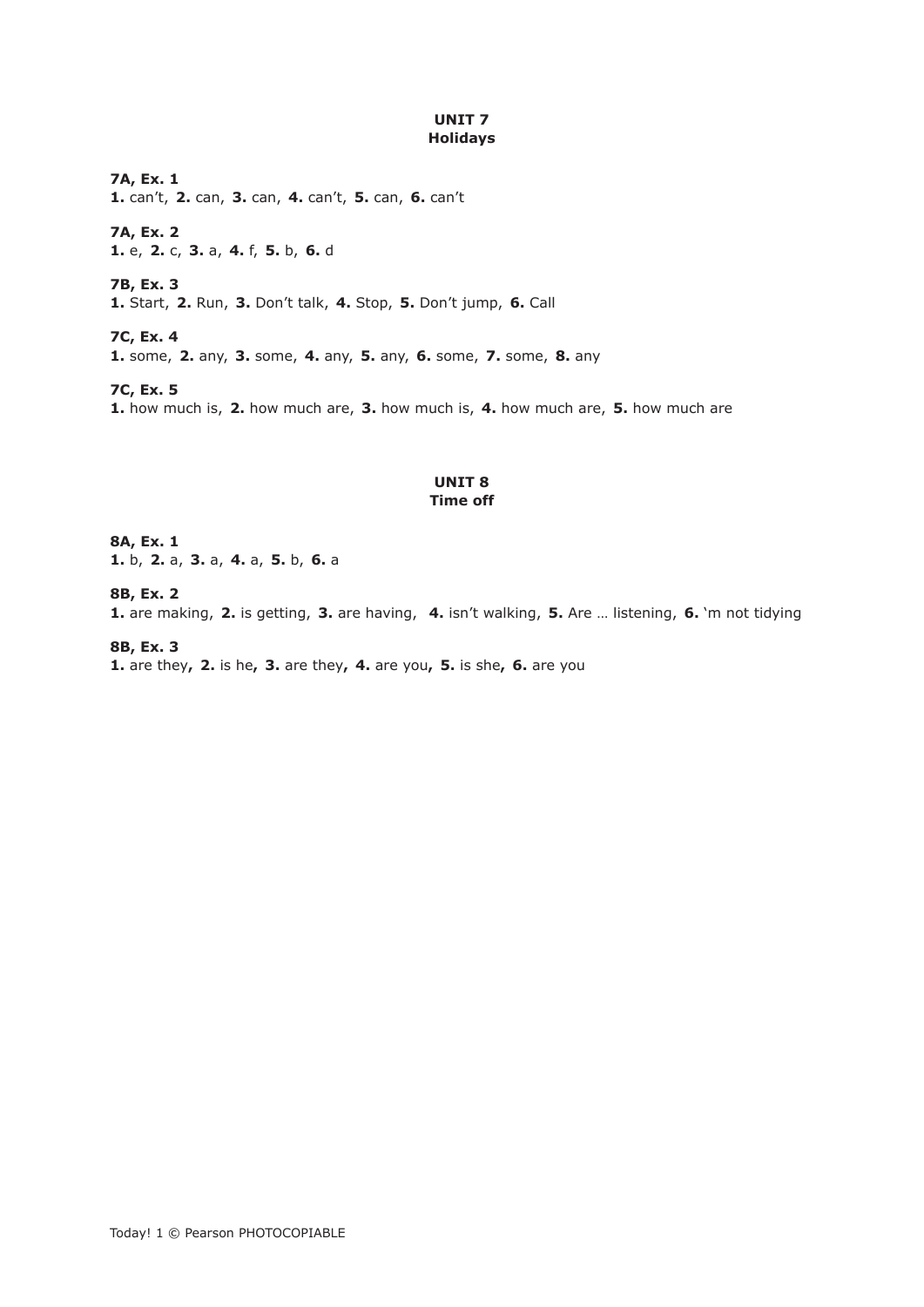## UNIT 7
## Holidays

**7A, Ex. 1**
**1.** can't, **2.** can, **3.** can, **4.** can't, **5.** can, **6.** can't

**7A, Ex. 2**
**1.** e, **2.** c, **3.** a, **4.** f, **5.** b, **6.** d

**7B, Ex. 3**
**1.** Start, **2.** Run, **3.** Don't talk, **4.** Stop, **5.** Don't jump, **6.** Call

**7C, Ex. 4**
**1.** some, **2.** any, **3.** some, **4.** any, **5.** any, **6.** some, **7.** some, **8.** any

**7C, Ex. 5**
**1.** how much is, **2.** how much are, **3.** how much is, **4.** how much are, **5.** how much are

## UNIT 8
## Time off

**8A, Ex. 1**
**1.** b, **2.** a, **3.** a, **4.** a, **5.** b, **6.** a

**8B, Ex. 2**
**1.** are making, **2.** is getting, **3.** are having, **4.** isn't walking, **5.** Are … listening, **6.** 'm not tidying

**8B, Ex. 3**
**1.** are they**, 2.** is he**, 3.** are they**, 4.** are you**, 5.** is she**, 6.** are you

Today! 1 © Pearson PHOTOCOPIABLE